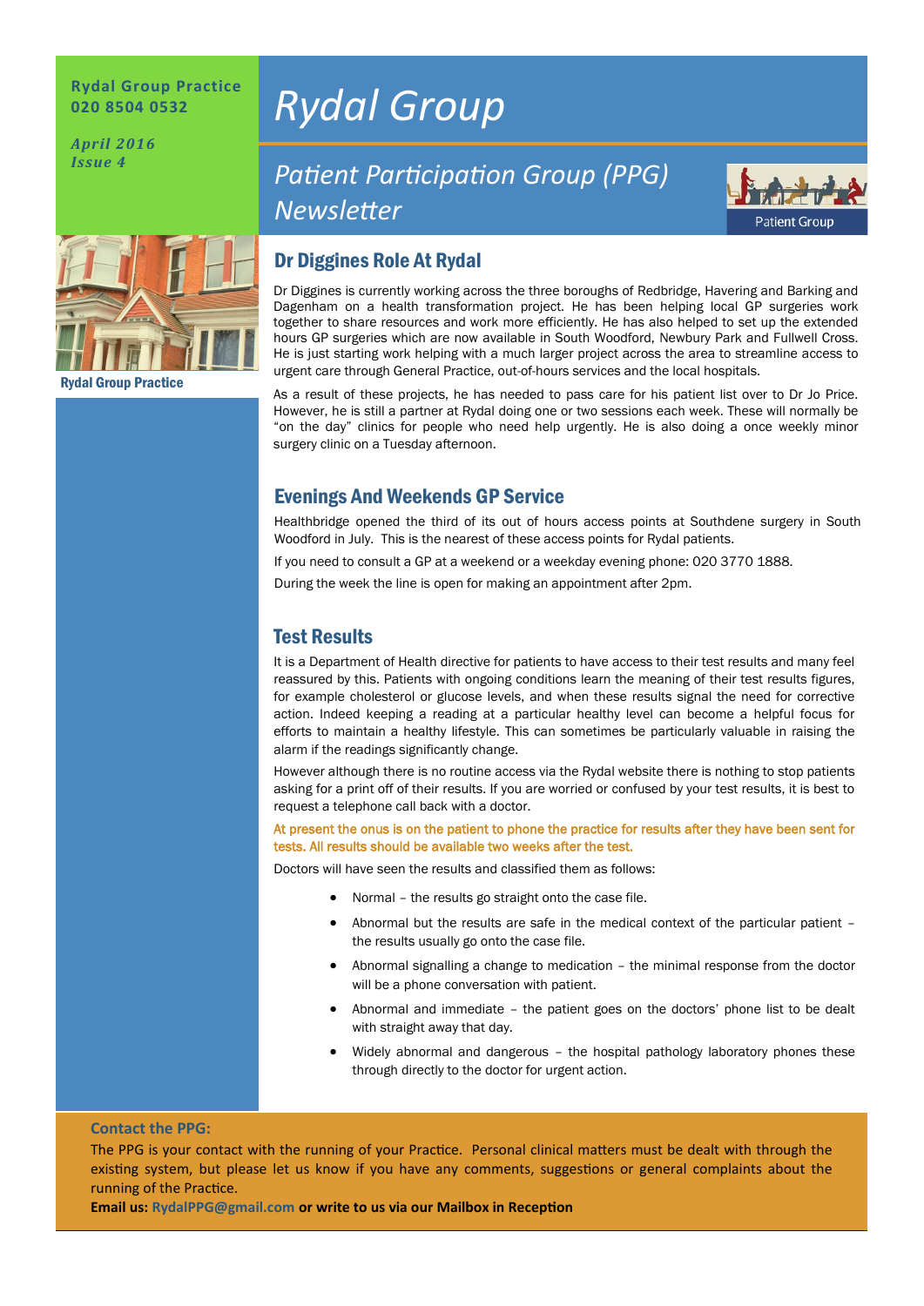**Rydal Group Practice**
**020 8504 0532**

*April 2016*
*Issue 4*

# Rydal Group

## *Patient Participation Group (PPG) Newsletter*

Patient Group

Rydal Group Practice

## Dr Diggines Role At Rydal

Dr Diggines is currently working across the three boroughs of Redbridge, Havering and Barking and Dagenham on a health transformation project. He has been helping local GP surgeries work together to share resources and work more efficiently. He has also helped to set up the extended hours GP surgeries which are now available in South Woodford, Newbury Park and Fullwell Cross. He is just starting work helping with a much larger project across the area to streamline access to urgent care through General Practice, out-of-hours services and the local hospitals.

As a result of these projects, he has needed to pass care for his patient list over to Dr Jo Price. However, he is still a partner at Rydal doing one or two sessions each week. These will normally be "on the day" clinics for people who need help urgently. He is also doing a once weekly minor surgery clinic on a Tuesday afternoon.

## Evenings And Weekends GP Service

Healthbridge opened the third of its out of hours access points at Southdene surgery in South Woodford in July. This is the nearest of these access points for Rydal patients.

If you need to consult a GP at a weekend or a weekday evening phone: 020 3770 1888.

During the week the line is open for making an appointment after 2pm.

## Test Results

It is a Department of Health directive for patients to have access to their test results and many feel reassured by this. Patients with ongoing conditions learn the meaning of their test results figures, for example cholesterol or glucose levels, and when these results signal the need for corrective action. Indeed keeping a reading at a particular healthy level can become a helpful focus for efforts to maintain a healthy lifestyle. This can sometimes be particularly valuable in raising the alarm if the readings significantly change.

However although there is no routine access via the Rydal website there is nothing to stop patients asking for a print off of their results. If you are worried or confused by your test results, it is best to request a telephone call back with a doctor.

At present the onus is on the patient to phone the practice for results after they have been sent for tests. All results should be available two weeks after the test.

Doctors will have seen the results and classified them as follows:

- Normal – the results go straight onto the case file.
- Abnormal but the results are safe in the medical context of the particular patient – the results usually go onto the case file.
- Abnormal signalling a change to medication – the minimal response from the doctor will be a phone conversation with patient.
- Abnormal and immediate – the patient goes on the doctors' phone list to be dealt with straight away that day.
- Widely abnormal and dangerous – the hospital pathology laboratory phones these through directly to the doctor for urgent action.

**Contact the PPG:**

The PPG is your contact with the running of your Practice. Personal clinical matters must be dealt with through the existing system, but please let us know if you have any comments, suggestions or general complaints about the running of the Practice.

**Email us: RydalPPG@gmail.com or write to us via our Mailbox in Reception**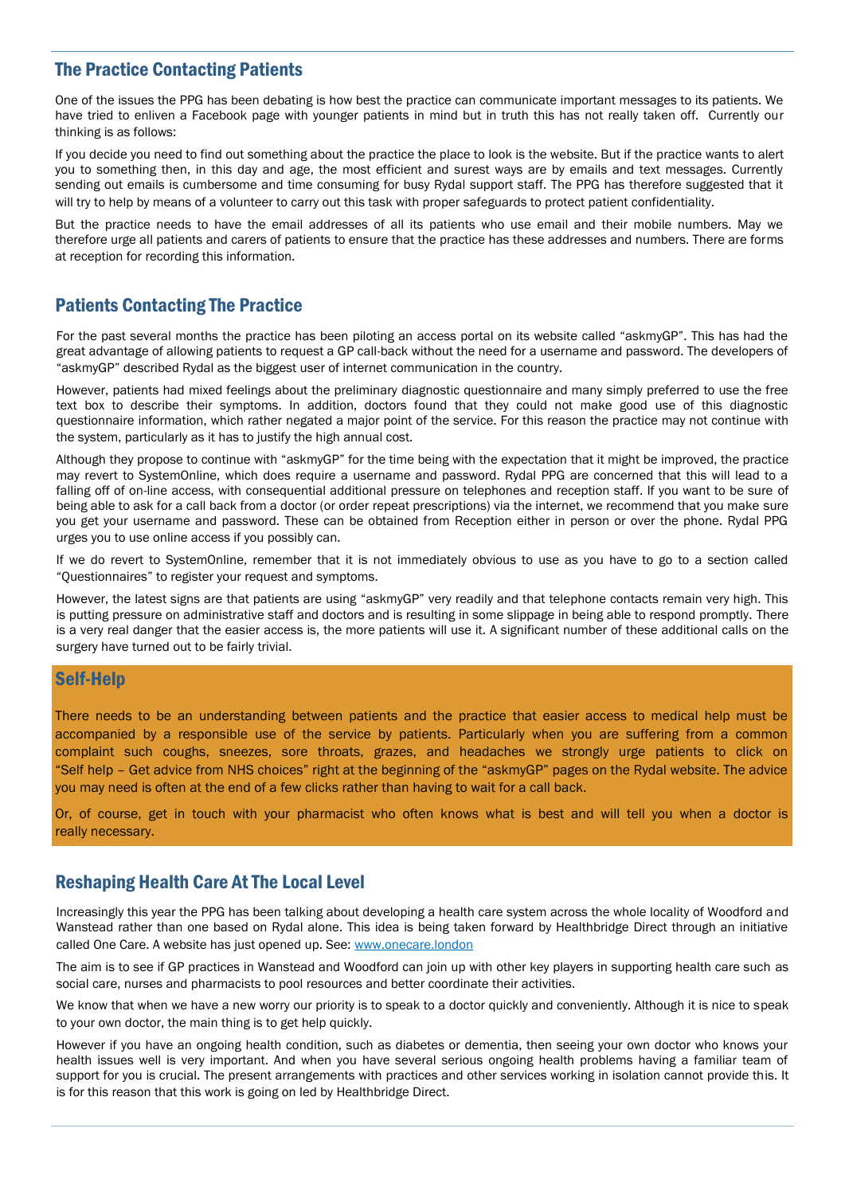## The Practice Contacting Patients

One of the issues the PPG has been debating is how best the practice can communicate important messages to its patients. We have tried to enliven a Facebook page with younger patients in mind but in truth this has not really taken off. Currently our thinking is as follows:

If you decide you need to find out something about the practice the place to look is the website. But if the practice wants to alert you to something then, in this day and age, the most efficient and surest ways are by emails and text messages. Currently sending out emails is cumbersome and time consuming for busy Rydal support staff. The PPG has therefore suggested that it will try to help by means of a volunteer to carry out this task with proper safeguards to protect patient confidentiality.

But the practice needs to have the email addresses of all its patients who use email and their mobile numbers. May we therefore urge all patients and carers of patients to ensure that the practice has these addresses and numbers. There are forms at reception for recording this information.

## Patients Contacting The Practice

For the past several months the practice has been piloting an access portal on its website called "askmyGP". This has had the great advantage of allowing patients to request a GP call-back without the need for a username and password. The developers of "askmyGP" described Rydal as the biggest user of internet communication in the country.

However, patients had mixed feelings about the preliminary diagnostic questionnaire and many simply preferred to use the free text box to describe their symptoms. In addition, doctors found that they could not make good use of this diagnostic questionnaire information, which rather negated a major point of the service. For this reason the practice may not continue with the system, particularly as it has to justify the high annual cost.

Although they propose to continue with "askmyGP" for the time being with the expectation that it might be improved, the practice may revert to SystemOnline, which does require a username and password. Rydal PPG are concerned that this will lead to a falling off of on-line access, with consequential additional pressure on telephones and reception staff. If you want to be sure of being able to ask for a call back from a doctor (or order repeat prescriptions) via the internet, we recommend that you make sure you get your username and password. These can be obtained from Reception either in person or over the phone. Rydal PPG urges you to use online access if you possibly can.

If we do revert to SystemOnline, remember that it is not immediately obvious to use as you have to go to a section called "Questionnaires" to register your request and symptoms.

However, the latest signs are that patients are using "askmyGP" very readily and that telephone contacts remain very high. This is putting pressure on administrative staff and doctors and is resulting in some slippage in being able to respond promptly. There is a very real danger that the easier access is, the more patients will use it. A significant number of these additional calls on the surgery have turned out to be fairly trivial.

## Self-Help

There needs to be an understanding between patients and the practice that easier access to medical help must be accompanied by a responsible use of the service by patients. Particularly when you are suffering from a common complaint such coughs, sneezes, sore throats, grazes, and headaches we strongly urge patients to click on "Self help – Get advice from NHS choices" right at the beginning of the "askmyGP" pages on the Rydal website. The advice you may need is often at the end of a few clicks rather than having to wait for a call back.

Or, of course, get in touch with your pharmacist who often knows what is best and will tell you when a doctor is really necessary.

## Reshaping Health Care At The Local Level

Increasingly this year the PPG has been talking about developing a health care system across the whole locality of Woodford and Wanstead rather than one based on Rydal alone. This idea is being taken forward by Healthbridge Direct through an initiative called One Care. A website has just opened up. See: www.onecare.london

The aim is to see if GP practices in Wanstead and Woodford can join up with other key players in supporting health care such as social care, nurses and pharmacists to pool resources and better coordinate their activities.

We know that when we have a new worry our priority is to speak to a doctor quickly and conveniently. Although it is nice to speak to your own doctor, the main thing is to get help quickly.

However if you have an ongoing health condition, such as diabetes or dementia, then seeing your own doctor who knows your health issues well is very important. And when you have several serious ongoing health problems having a familiar team of support for you is crucial. The present arrangements with practices and other services working in isolation cannot provide this. It is for this reason that this work is going on led by Healthbridge Direct.